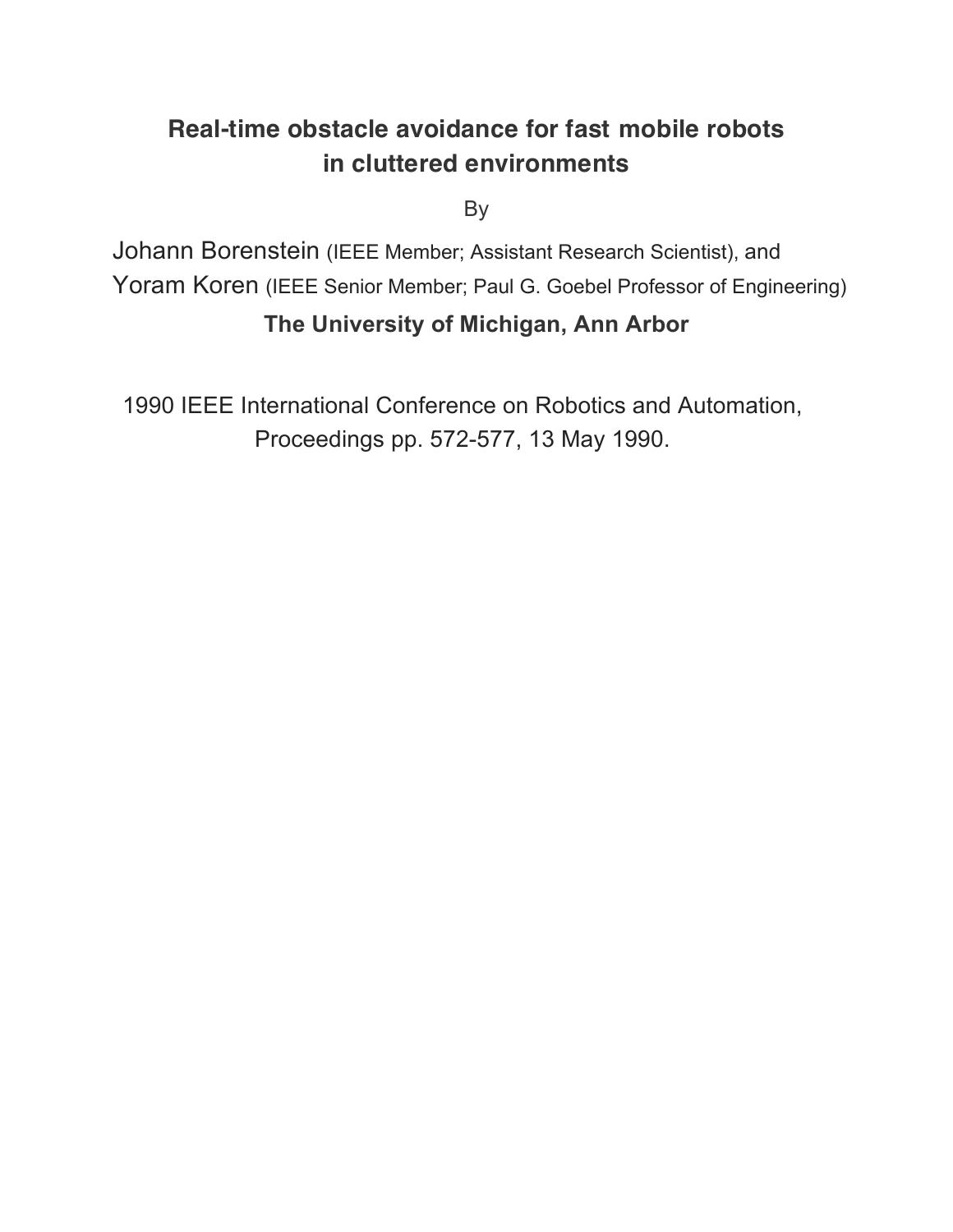# Real-time obstacle avoidance for fast mobile robots in cluttered environments

By

Johann Borenstein (IEEE Member; Assistant Research Scientist), and
Yoram Koren (IEEE Senior Member; Paul G. Goebel Professor of Engineering)

**The University of Michigan, Ann Arbor**

1990 IEEE International Conference on Robotics and Automation, Proceedings pp. 572-577, 13 May 1990.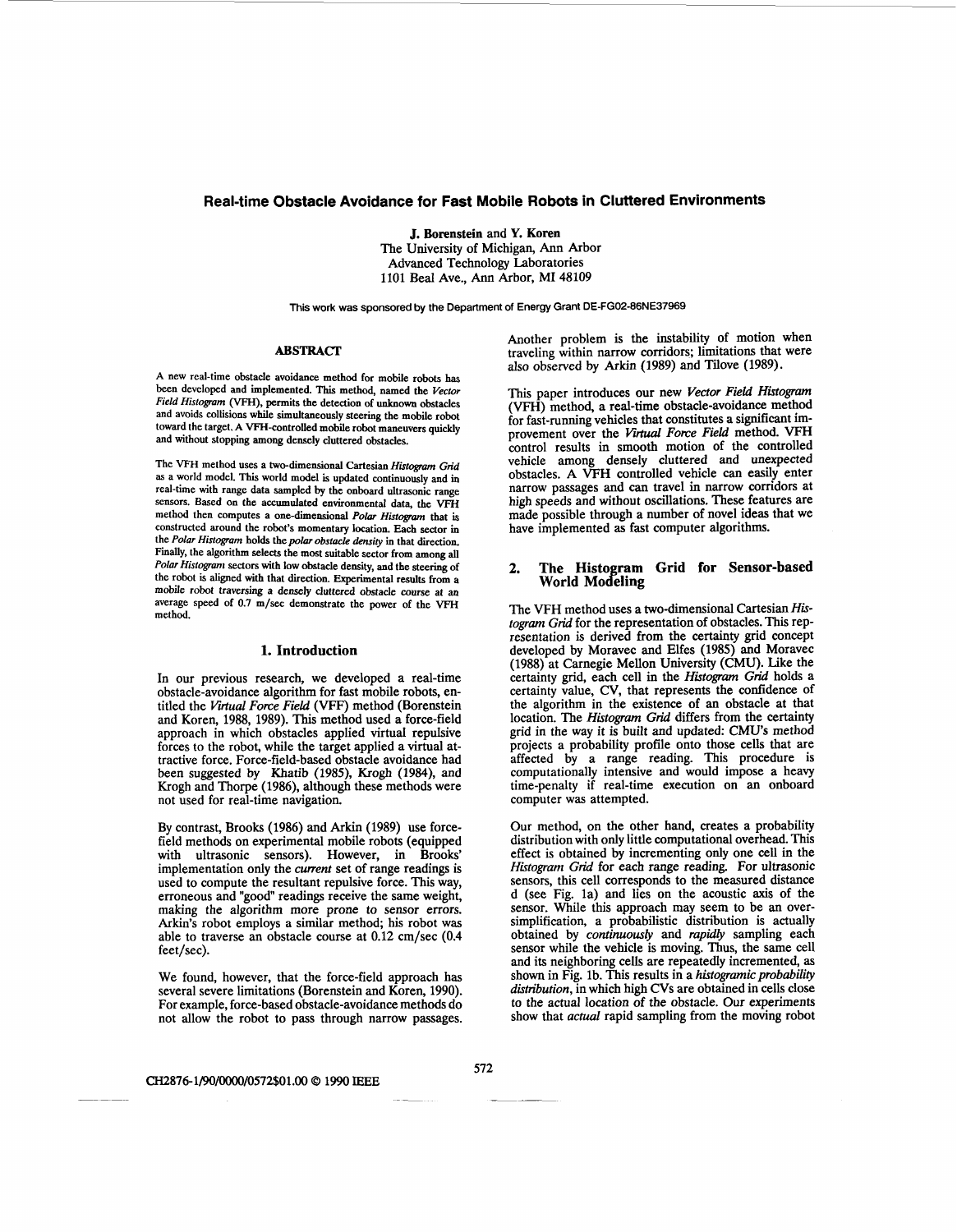# Real-time Obstacle Avoidance for Fast Mobile Robots in Cluttered Environments

**J. Borenstein** and **Y. Koren**
The University of Michigan, Ann Arbor
Advanced Technology Laboratories
1101 Beal Ave., Ann Arbor, MI 48109

This work was sponsored by the Department of Energy Grant DE-FG02-86NE37969

### ABSTRACT

A new real-time obstacle avoidance method for mobile robots has been developed and implemented. This method, named the *Vector Field Histogram* (VFH), permits the detection of unknown obstacles and avoids collisions while simultaneously steering the mobile robot toward the target. A VFH-controlled mobile robot maneuvers quickly and without stopping among densely cluttered obstacles.

The VFH method uses a two-dimensional Cartesian *Histogram Grid* as a world model. This world model is updated continuously and in real-time with range data sampled by the onboard ultrasonic range sensors. Based on the accumulated environmental data, the VFH method then computes a one-dimensional *Polar Histogram* that is constructed around the robot's momentary location. Each sector in the *Polar Histogram* holds the *polar obstacle density* in that direction. Finally, the algorithm selects the most suitable sector from among all *Polar Histogram* sectors with low obstacle density, and the steering of the robot is aligned with that direction. Experimental results from a mobile robot traversing a densely cluttered obstacle course at an average speed of 0.7 m/sec demonstrate the power of the VFH method.

## 1. Introduction

In our previous research, we developed a real-time obstacle-avoidance algorithm for fast mobile robots, entitled the *Virtual Force Field* (VFF) method (Borenstein and Koren, 1988, 1989). This method used a force-field approach in which obstacles applied virtual repulsive forces to the robot, while the target applied a virtual attractive force. Force-field-based obstacle avoidance had been suggested by Khatib (1985), Krogh (1984), and Krogh and Thorpe (1986), although these methods were not used for real-time navigation.

By contrast, Brooks (1986) and Arkin (1989) use force-field methods on experimental mobile robots (equipped with ultrasonic sensors). However, in Brooks' implementation only the *current* set of range readings is used to compute the resultant repulsive force. This way, erroneous and "good" readings receive the same weight, making the algorithm more prone to sensor errors. Arkin's robot employs a similar method; his robot was able to traverse an obstacle course at 0.12 cm/sec (0.4 feet/sec).

We found, however, that the force-field approach has several severe limitations (Borenstein and Koren, 1990). For example, force-based obstacle-avoidance methods do not allow the robot to pass through narrow passages. Another problem is the instability of motion when traveling within narrow corridors; limitations that were also observed by Arkin (1989) and Tilove (1989).

This paper introduces our new *Vector Field Histogram* (VFH) method, a real-time obstacle-avoidance method for fast-running vehicles that constitutes a significant improvement over the *Virtual Force Field* method. VFH control results in smooth motion of the controlled vehicle among densely cluttered and unexpected obstacles. A VFH controlled vehicle can easily enter narrow passages and can travel in narrow corridors at high speeds and without oscillations. These features are made possible through a number of novel ideas that we have implemented as fast computer algorithms.

## 2. The Histogram Grid for Sensor-based World Modeling

The VFH method uses a two-dimensional Cartesian *Histogram Grid* for the representation of obstacles. This representation is derived from the certainty grid concept developed by Moravec and Elfes (1985) and Moravec (1988) at Carnegie Mellon University (CMU). Like the certainty grid, each cell in the *Histogram Grid* holds a certainty value, CV, that represents the confidence of the algorithm in the existence of an obstacle at that location. The *Histogram Grid* differs from the certainty grid in the way it is built and updated: CMU's method projects a probability profile onto those cells that are affected by a range reading. This procedure is computationally intensive and would impose a heavy time-penalty if real-time execution on an onboard computer was attempted.

Our method, on the other hand, creates a probability distribution with only little computational overhead. This effect is obtained by incrementing only one cell in the *Histogram Grid* for each range reading. For ultrasonic sensors, this cell corresponds to the measured distance d (see Fig. 1a) and lies on the acoustic axis of the sensor. While this approach may seem to be an oversimplification, a probabilistic distribution is actually obtained by *continuously* and *rapidly* sampling each sensor while the vehicle is moving. Thus, the same cell and its neighboring cells are repeatedly incremented, as shown in Fig. 1b. This results in a *histogramic probability distribution*, in which high CVs are obtained in cells close to the actual location of the obstacle. Our experiments show that *actual* rapid sampling from the moving robot

CH2876-1/90/0000/0572$01.00 © 1990 IEEE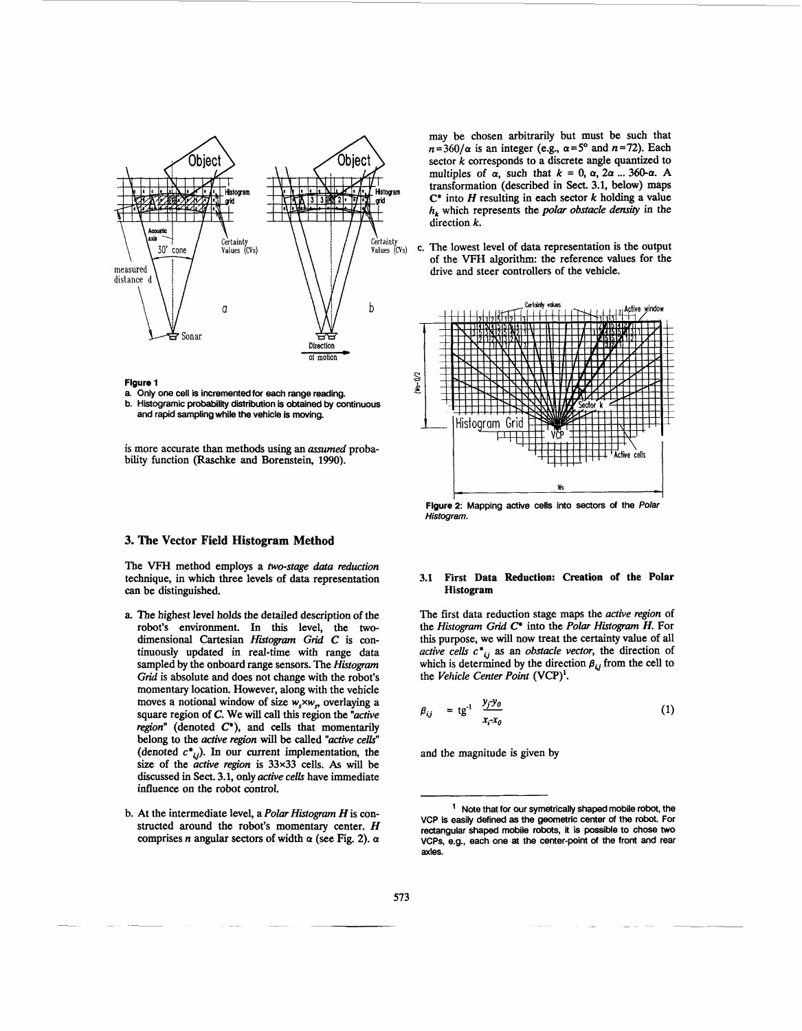**Figure 1**

a. Only one cell is incremented for each range reading.

b. Histogramic probability distribution is obtained by continuous and rapid sampling while the vehicle is moving.

is more accurate than methods using an *assumed* probability function (Raschke and Borenstein, 1990).

## 3. The Vector Field Histogram Method

The VFH method employs a *two-stage data reduction* technique, in which three levels of data representation can be distinguished.

a. The highest level holds the detailed description of the robot's environment. In this level, the two-dimensional Cartesian *Histogram Grid C* is continuously updated in real-time with range data sampled by the onboard range sensors. The *Histogram Grid* is absolute and does not change with the robot's momentary location. However, along with the vehicle moves a notional window of size $w_s \times w_s$, overlaying a square region of *C*. We will call this region the *"active region"* (denoted $C^*$), and cells that momentarily belong to the *active region* will be called *"active cells"* (denoted $c^*_{i,j}$). In our current implementation, the size of the *active region* is 33×33 cells. As will be discussed in Sect. 3.1, only *active cells* have immediate influence on the robot control.

b. At the intermediate level, a *Polar Histogram H* is constructed around the robot's momentary center. *H* comprises *n* angular sectors of width $\alpha$ (see Fig. 2). $\alpha$ may be chosen arbitrarily but must be such that $n=360/\alpha$ is an integer (e.g., $\alpha=5°$ and $n=72$). Each sector *k* corresponds to a discrete angle quantized to multiples of $\alpha$, such that $k = 0, \alpha, 2\alpha \ldots 360\text{-}\alpha$. A transformation (described in Sect. 3.1, below) maps $C^*$ into *H* resulting in each sector *k* holding a value $h_k$ which represents the *polar obstacle density* in the direction *k*.

c. The lowest level of data representation is the output of the VFH algorithm: the reference values for the drive and steer controllers of the vehicle.

**Figure 2:** Mapping active cells into sectors of the *Polar Histogram*.

### 3.1 First Data Reduction: Creation of the Polar Histogram

The first data reduction stage maps the *active region* of the *Histogram Grid* $C^*$ into the *Polar Histogram H*. For this purpose, we will now treat the certainty value of all *active cells* $c^*_{i,j}$ as an *obstacle vector*, the direction of which is determined by the direction $\beta_{i,j}$ from the cell to the *Vehicle Center Point* (VCP)[1].

$$\beta_{i,j} = \text{tg}^{-1} \frac{y_j - y_0}{x_i - x_0} \tag{1}$$

and the magnitude is given by

[1] Note that for our symetrically shaped mobile robot, the VCP is easily defined as the geometric center of the robot. For rectangular shaped mobile robots, it is possible to chose two VCPs, e.g., each one at the center-point of the front and rear axles.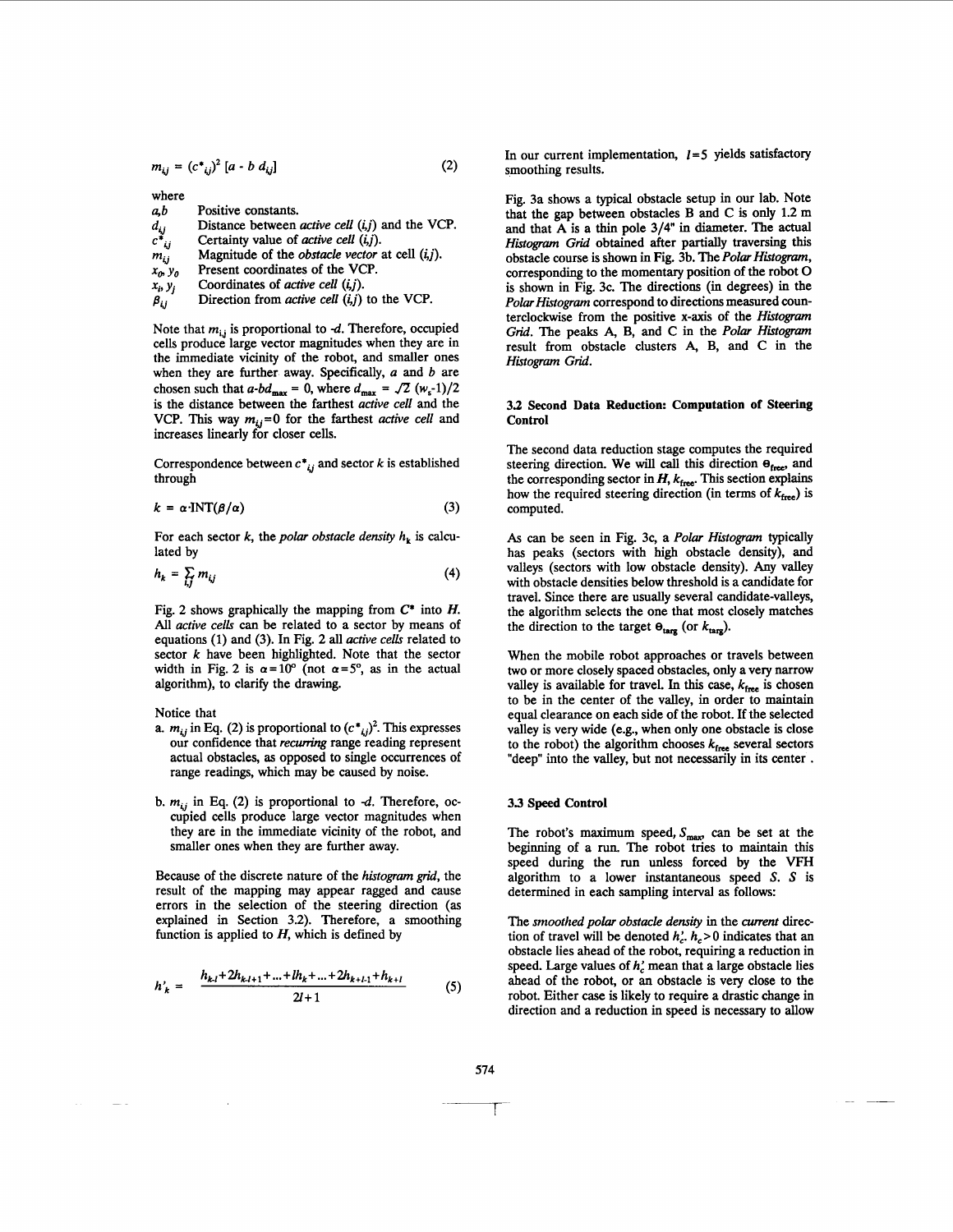$$m_{ij} = (c^*_{ij})^2 [a - b\, d_{ij}] \tag{2}$$

where

| | |
|---|---|
| $a, b$ | Positive constants. |
| $d_{ij}$ | Distance between *active cell* $(i,j)$ and the VCP. |
| $c^*_{ij}$ | Certainty value of *active cell* $(i,j)$. |
| $m_{ij}$ | Magnitude of the *obstacle vector* at cell $(i,j)$. |
| $x_0, y_0$ | Present coordinates of the VCP. |
| $x_i, y_j$ | Coordinates of *active cell* $(i,j)$. |
| $\beta_{ij}$ | Direction from *active cell* $(i,j)$ to the VCP. |

Note that $m_{ij}$ is proportional to $-d$. Therefore, occupied cells produce large vector magnitudes when they are in the immediate vicinity of the robot, and smaller ones when they are further away. Specifically, $a$ and $b$ are chosen such that $a - bd_{max} = 0$, where $d_{max} = \sqrt{2}\,(w_s - 1)/2$ is the distance between the farthest *active cell* and the VCP. This way $m_{ij} = 0$ for the farthest *active cell* and increases linearly for closer cells.

Correspondence between $c^*_{ij}$ and sector $k$ is established through

$$k = \alpha \cdot \text{INT}(\beta/\alpha) \tag{3}$$

For each sector $k$, the *polar obstacle density* $h_k$ is calculated by

$$h_k = \sum_{i,j} m_{ij} \tag{4}$$

Fig. 2 shows graphically the mapping from $C^*$ into $H$. All *active cells* can be related to a sector by means of equations (1) and (3). In Fig. 2 all *active cells* related to sector $k$ have been highlighted. Note that the sector width in Fig. 2 is $\alpha = 10°$ (not $\alpha = 5°$, as in the actual algorithm), to clarify the drawing.

Notice that

a. $m_{ij}$ in Eq. (2) is proportional to $(c^*_{ij})^2$. This expresses our confidence that *recurring* range reading represent actual obstacles, as opposed to single occurrences of range readings, which may be caused by noise.

b. $m_{ij}$ in Eq. (2) is proportional to $-d$. Therefore, occupied cells produce large vector magnitudes when they are in the immediate vicinity of the robot, and smaller ones when they are further away.

Because of the discrete nature of the *histogram grid*, the result of the mapping may appear ragged and cause errors in the selection of the steering direction (as explained in Section 3.2). Therefore, a smoothing function is applied to $H$, which is defined by

$$h'_k = \frac{h_{k-l} + 2h_{k-l+1} + \ldots + lh_k + \ldots + 2h_{k+l-1} + h_{k+l}}{2l+1} \tag{5}$$

In our current implementation, $l = 5$ yields satisfactory smoothing results.

Fig. 3a shows a typical obstacle setup in our lab. Note that the gap between obstacles B and C is only 1.2 m and that A is a thin pole 3/4" in diameter. The actual *Histogram Grid* obtained after partially traversing this obstacle course is shown in Fig. 3b. The *Polar Histogram*, corresponding to the momentary position of the robot O is shown in Fig. 3c. The directions (in degrees) in the *Polar Histogram* correspond to directions measured counterclockwise from the positive x-axis of the *Histogram Grid*. The peaks A, B, and C in the *Polar Histogram* result from obstacle clusters A, B, and C in the *Histogram Grid*.

### 3.2 Second Data Reduction: Computation of Steering Control

The second data reduction stage computes the required steering direction. We will call this direction $\theta_{free}$, and the corresponding sector in $H$, $k_{free}$. This section explains how the required steering direction (in terms of $k_{free}$) is computed.

As can be seen in Fig. 3c, a *Polar Histogram* typically has peaks (sectors with high obstacle density), and valleys (sectors with low obstacle density). Any valley with obstacle densities below threshold is a candidate for travel. Since there are usually several candidate-valleys, the algorithm selects the one that most closely matches the direction to the target $\theta_{targ}$ (or $k_{targ}$).

When the mobile robot approaches or travels between two or more closely spaced obstacles, only a very narrow valley is available for travel. In this case, $k_{free}$ is chosen to be in the center of the valley, in order to maintain equal clearance on each side of the robot. If the selected valley is very wide (e.g., when only one obstacle is close to the robot) the algorithm chooses $k_{free}$ several sectors "deep" into the valley, but not necessarily in its center.

### 3.3 Speed Control

The robot's maximum speed, $S_{max}$, can be set at the beginning of a run. The robot tries to maintain this speed during the run unless forced by the VFH algorithm to a lower instantaneous speed $S$. $S$ is determined in each sampling interval as follows:

The *smoothed polar obstacle density* in the *current* direction of travel will be denoted $h'_c$. $h'_c > 0$ indicates that an obstacle lies ahead of the robot, requiring a reduction in speed. Large values of $h'_c$ mean that a large obstacle lies ahead of the robot, or an obstacle is very close to the robot. Either case is likely to require a drastic change in direction and a reduction in speed is necessary to allow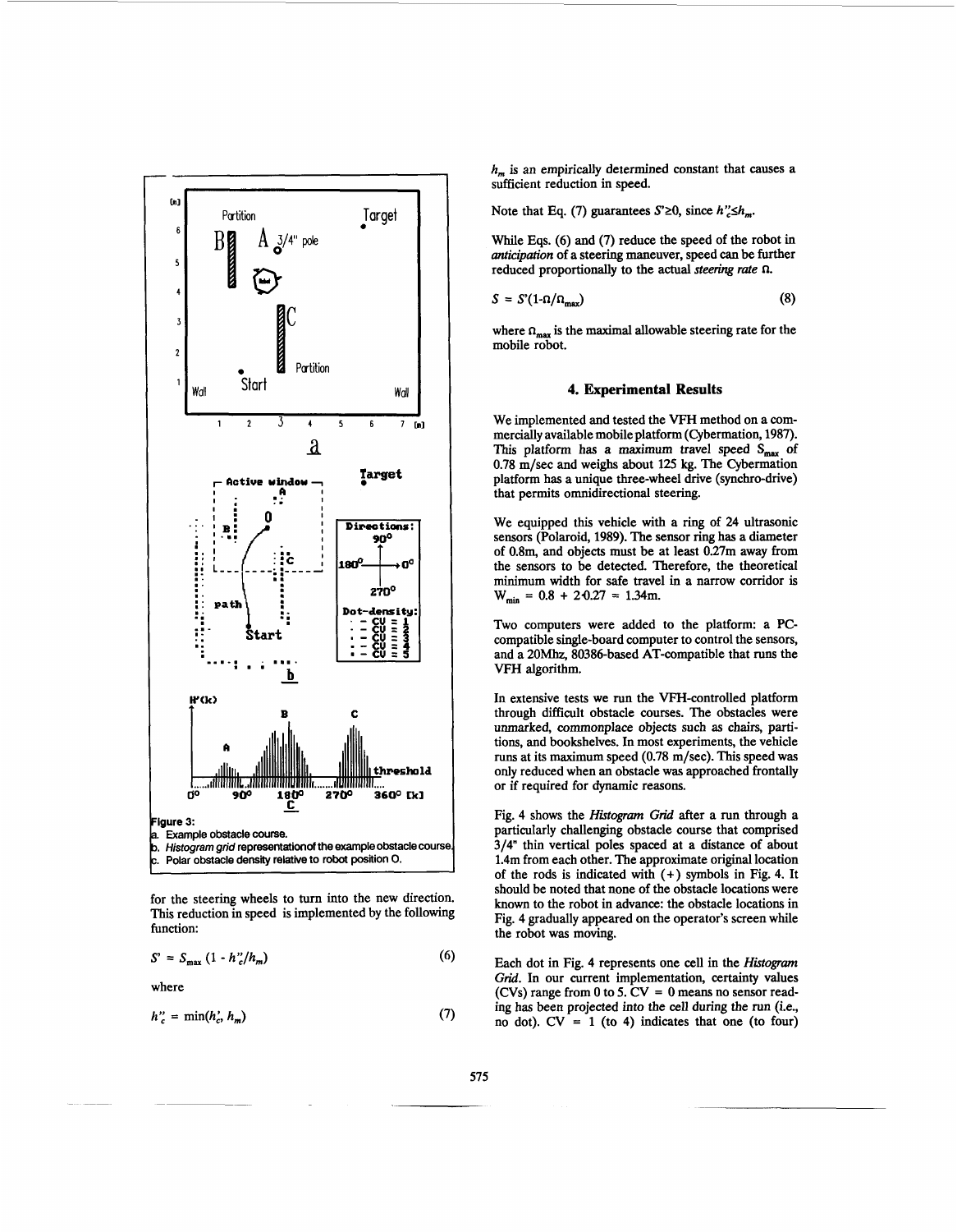**Figure 3:**
a. Example obstacle course.
b. *Histogram grid* representation of the example obstacle course.
c. Polar obstacle density relative to robot position O.

for the steering wheels to turn into the new direction. This reduction in speed is implemented by the following function:

$$S' = S_{max}(1 - h''_c/h_m) \tag{6}$$

where

$$h''_c = \min(h'_c, h_m) \tag{7}$$

$h_m$ is an empirically determined constant that causes a sufficient reduction in speed.

Note that Eq. (7) guarantees $S' \geq 0$, since $h''_c \leq h_m$.

While Eqs. (6) and (7) reduce the speed of the robot in *anticipation* of a steering maneuver, speed can be further reduced proportionally to the actual *steering rate* $\Omega$.

$$S = S'(1 - \Omega/\Omega_{max}) \tag{8}$$

where $\Omega_{max}$ is the maximal allowable steering rate for the mobile robot.

## 4. Experimental Results

We implemented and tested the VFH method on a commercially available mobile platform (Cybermation, 1987). This platform has a maximum travel speed $S_{max}$ of 0.78 m/sec and weighs about 125 kg. The Cybermation platform has a unique three-wheel drive (synchro-drive) that permits omnidirectional steering.

We equipped this vehicle with a ring of 24 ultrasonic sensors (Polaroid, 1989). The sensor ring has a diameter of 0.8m, and objects must be at least 0.27m away from the sensors to be detected. Therefore, the theoretical minimum width for safe travel in a narrow corridor is $W_{min} = 0.8 + 2 \cdot 0.27 = 1.34$m.

Two computers were added to the platform: a PC-compatible single-board computer to control the sensors, and a 20Mhz, 80386-based AT-compatible that runs the VFH algorithm.

In extensive tests we run the VFH-controlled platform through difficult obstacle courses. The obstacles were unmarked, commonplace objects such as chairs, partitions, and bookshelves. In most experiments, the vehicle runs at its maximum speed (0.78 m/sec). This speed was only reduced when an obstacle was approached frontally or if required for dynamic reasons.

Fig. 4 shows the *Histogram Grid* after a run through a particularly challenging obstacle course that comprised 3/4" thin vertical poles spaced at a distance of about 1.4m from each other. The approximate original location of the rods is indicated with (+) symbols in Fig. 4. It should be noted that none of the obstacle locations were known to the robot in advance: the obstacle locations in Fig. 4 gradually appeared on the operator's screen while the robot was moving.

Each dot in Fig. 4 represents one cell in the *Histogram Grid*. In our current implementation, certainty values (CVs) range from 0 to 5. CV = 0 means no sensor reading has been projected into the cell during the run (i.e., no dot). CV = 1 (to 4) indicates that one (to four)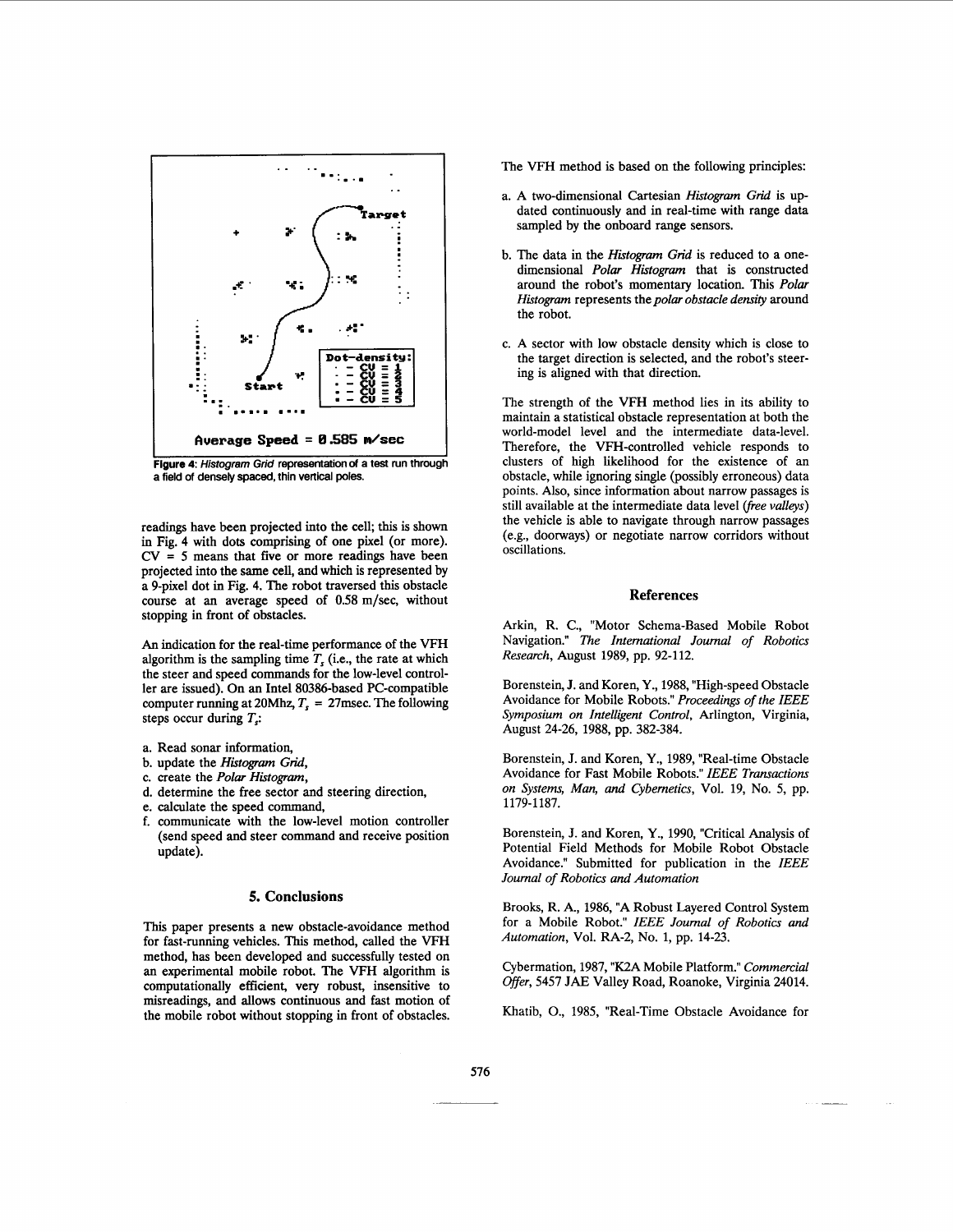**Figure 4:** *Histogram Grid* representation of a test run through a field of densely spaced, thin vertical poles.

readings have been projected into the cell; this is shown in Fig. 4 with dots comprising of one pixel (or more). CV = 5 means that five or more readings have been projected into the same cell, and which is represented by a 9-pixel dot in Fig. 4. The robot traversed this obstacle course at an average speed of 0.58 m/sec, without stopping in front of obstacles.

An indication for the real-time performance of the VFH algorithm is the sampling time $T_s$ (i.e., the rate at which the steer and speed commands for the low-level controller are issued). On an Intel 80386-based PC-compatible computer running at 20Mhz, $T_s$ = 27msec. The following steps occur during $T_s$:

a. Read sonar information,
b. update the *Histogram Grid*,
c. create the *Polar Histogram*,
d. determine the free sector and steering direction,
e. calculate the speed command,
f. communicate with the low-level motion controller (send speed and steer command and receive position update).

## 5. Conclusions

This paper presents a new obstacle-avoidance method for fast-running vehicles. This method, called the VFH method, has been developed and successfully tested on an experimental mobile robot. The VFH algorithm is computationally efficient, very robust, insensitive to misreadings, and allows continuous and fast motion of the mobile robot without stopping in front of obstacles.

The VFH method is based on the following principles:

a. A two-dimensional Cartesian *Histogram Grid* is updated continuously and in real-time with range data sampled by the onboard range sensors.

b. The data in the *Histogram Grid* is reduced to a one-dimensional *Polar Histogram* that is constructed around the robot's momentary location. This *Polar Histogram* represents the *polar obstacle density* around the robot.

c. A sector with low obstacle density which is close to the target direction is selected, and the robot's steering is aligned with that direction.

The strength of the VFH method lies in its ability to maintain a statistical obstacle representation at both the world-model level and the intermediate data-level. Therefore, the VFH-controlled vehicle responds to clusters of high likelihood for the existence of an obstacle, while ignoring single (possibly erroneous) data points. Also, since information about narrow passages is still available at the intermediate data level (*free valleys*) the vehicle is able to navigate through narrow passages (e.g., doorways) or negotiate narrow corridors without oscillations.

## References

Arkin, R. C., "Motor Schema-Based Mobile Robot Navigation." *The International Journal of Robotics Research*, August 1989, pp. 92-112.

Borenstein, J. and Koren, Y., 1988, "High-speed Obstacle Avoidance for Mobile Robots." *Proceedings of the IEEE Symposium on Intelligent Control*, Arlington, Virginia, August 24-26, 1988, pp. 382-384.

Borenstein, J. and Koren, Y., 1989, "Real-time Obstacle Avoidance for Fast Mobile Robots." *IEEE Transactions on Systems, Man, and Cybernetics*, Vol. 19, No. 5, pp. 1179-1187.

Borenstein, J. and Koren, Y., 1990, "Critical Analysis of Potential Field Methods for Mobile Robot Obstacle Avoidance." Submitted for publication in the *IEEE Journal of Robotics and Automation*

Brooks, R. A., 1986, "A Robust Layered Control System for a Mobile Robot." *IEEE Journal of Robotics and Automation*, Vol. RA-2, No. 1, pp. 14-23.

Cybermation, 1987, "K2A Mobile Platform." *Commercial Offer*, 5457 JAE Valley Road, Roanoke, Virginia 24014.

Khatib, O., 1985, "Real-Time Obstacle Avoidance for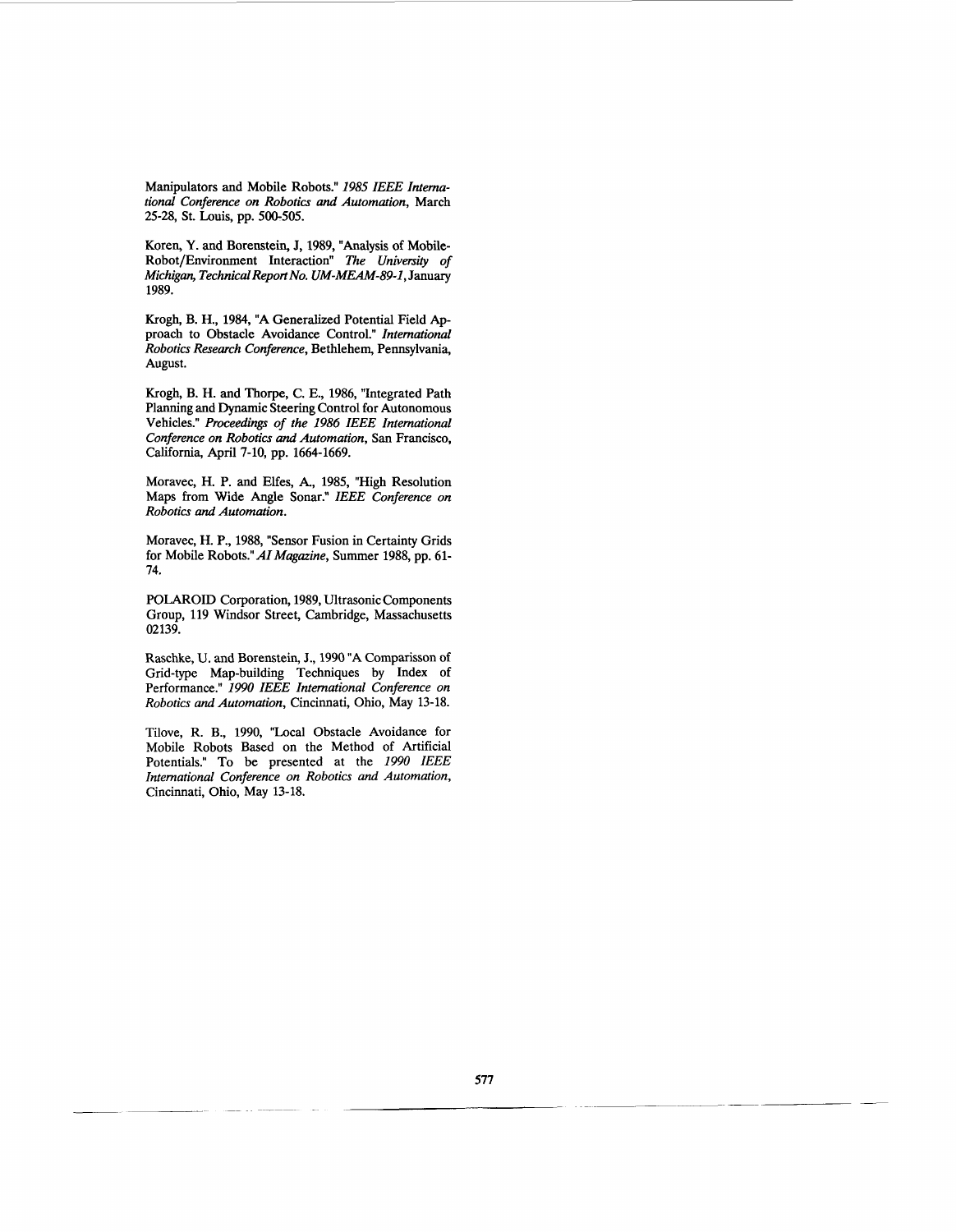Manipulators and Mobile Robots." *1985 IEEE International Conference on Robotics and Automation*, March 25-28, St. Louis, pp. 500-505.

Koren, Y. and Borenstein, J, 1989, "Analysis of Mobile-Robot/Environment Interaction" *The University of Michigan, Technical Report No. UM-MEAM-89-1*, January 1989.

Krogh, B. H., 1984, "A Generalized Potential Field Approach to Obstacle Avoidance Control." *International Robotics Research Conference*, Bethlehem, Pennsylvania, August.

Krogh, B. H. and Thorpe, C. E., 1986, "Integrated Path Planning and Dynamic Steering Control for Autonomous Vehicles." *Proceedings of the 1986 IEEE International Conference on Robotics and Automation*, San Francisco, California, April 7-10, pp. 1664-1669.

Moravec, H. P. and Elfes, A., 1985, "High Resolution Maps from Wide Angle Sonar." *IEEE Conference on Robotics and Automation*.

Moravec, H. P., 1988, "Sensor Fusion in Certainty Grids for Mobile Robots." *AI Magazine*, Summer 1988, pp. 61-74.

POLAROID Corporation, 1989, Ultrasonic Components Group, 119 Windsor Street, Cambridge, Massachusetts 02139.

Raschke, U. and Borenstein, J., 1990 "A Comparisson of Grid-type Map-building Techniques by Index of Performance." *1990 IEEE International Conference on Robotics and Automation*, Cincinnati, Ohio, May 13-18.

Tilove, R. B., 1990, "Local Obstacle Avoidance for Mobile Robots Based on the Method of Artificial Potentials." To be presented at the *1990 IEEE International Conference on Robotics and Automation*, Cincinnati, Ohio, May 13-18.